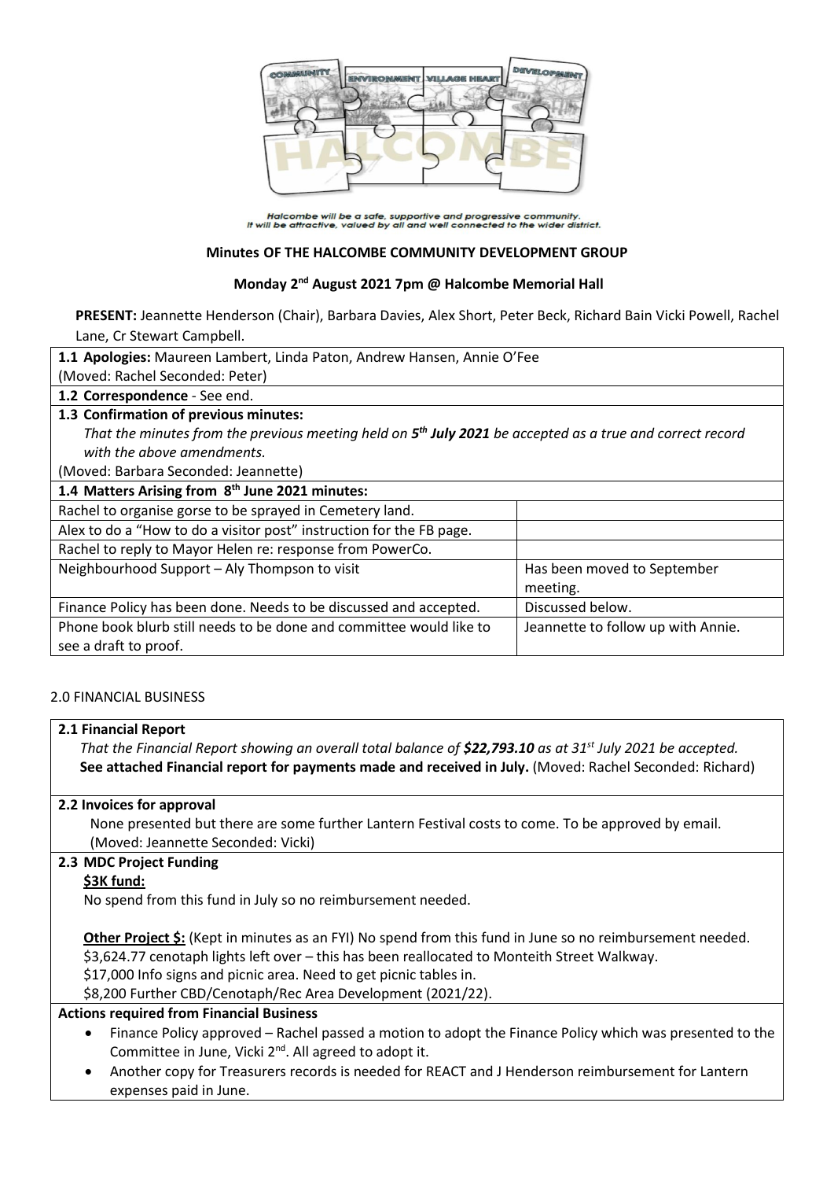Halcombe will be a safe, supportive and progressive community.
It will be attractive, valued by all and well connected to the wider district.

## Minutes OF THE HALCOMBE COMMUNITY DEVELOPMENT GROUP

### Monday 2nd August 2021 7pm @ Halcombe Memorial Hall

**PRESENT:** Jeannette Henderson (Chair), Barbara Davies, Alex Short, Peter Beck, Richard Bain Vicki Powell, Rachel Lane, Cr Stewart Campbell.

**1.1 Apologies:** Maureen Lambert, Linda Paton, Andrew Hansen, Annie O'Fee
(Moved: Rachel Seconded: Peter)

**1.2 Correspondence** - See end.

**1.3 Confirmation of previous minutes:**
*That the minutes from the previous meeting held on **5th July 2021** be accepted as a true and correct record with the above amendments.*
(Moved: Barbara Seconded: Jeannette)

**1.4 Matters Arising from 8th June 2021 minutes:**

| | |
|---|---|
| Rachel to organise gorse to be sprayed in Cemetery land. | |
| Alex to do a "How to do a visitor post" instruction for the FB page. | |
| Rachel to reply to Mayor Helen re: response from PowerCo. | |
| Neighbourhood Support – Aly Thompson to visit | Has been moved to September meeting. |
| Finance Policy has been done. Needs to be discussed and accepted. | Discussed below. |
| Phone book blurb still needs to be done and committee would like to see a draft to proof. | Jeannette to follow up with Annie. |

## 2.0 FINANCIAL BUSINESS

**2.1 Financial Report**
*That the Financial Report showing an overall total balance of **$22,793.10** as at 31st July 2021 be accepted.*
**See attached Financial report for payments made and received in July.** (Moved: Rachel Seconded: Richard)

**2.2 Invoices for approval**
None presented but there are some further Lantern Festival costs to come. To be approved by email.
(Moved: Jeannette Seconded: Vicki)

**2.3 MDC Project Funding**

**<u>$3K fund:</u>**
No spend from this fund in July so no reimbursement needed.

**<u>Other Project $:</u>** (Kept in minutes as an FYI) No spend from this fund in June so no reimbursement needed.
$3,624.77 cenotaph lights left over – this has been reallocated to Monteith Street Walkway.
$17,000 Info signs and picnic area. Need to get picnic tables in.
$8,200 Further CBD/Cenotaph/Rec Area Development (2021/22).

**Actions required from Financial Business**

- Finance Policy approved – Rachel passed a motion to adopt the Finance Policy which was presented to the Committee in June, Vicki 2nd. All agreed to adopt it.
- Another copy for Treasurers records is needed for REACT and J Henderson reimbursement for Lantern expenses paid in June.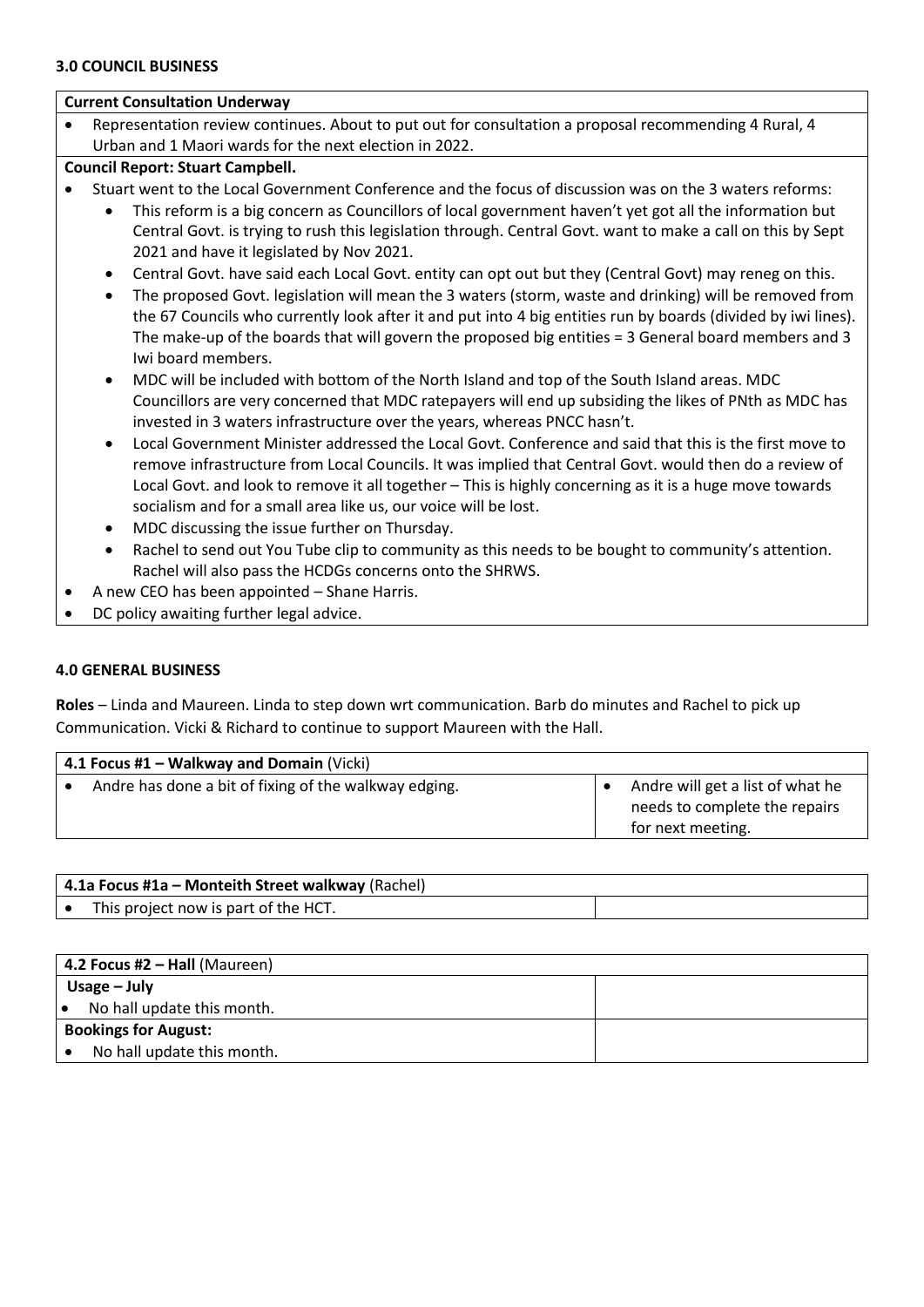### 3.0 COUNCIL BUSINESS

| **Current Consultation Underway** |
|---|
| • Representation review continues. About to put out for consultation a proposal recommending 4 Rural, 4 Urban and 1 Maori wards for the next election in 2022. |
| **Council Report: Stuart Campbell.** |
| • Stuart went to the Local Government Conference and the focus of discussion was on the 3 waters reforms:<br>  • This reform is a big concern as Councillors of local government haven't yet got all the information but Central Govt. is trying to rush this legislation through. Central Govt. want to make a call on this by Sept 2021 and have it legislated by Nov 2021.<br>  • Central Govt. have said each Local Govt. entity can opt out but they (Central Govt) may reneg on this.<br>  • The proposed Govt. legislation will mean the 3 waters (storm, waste and drinking) will be removed from the 67 Councils who currently look after it and put into 4 big entities run by boards (divided by iwi lines). The make-up of the boards that will govern the proposed big entities = 3 General board members and 3 Iwi board members.<br>  • MDC will be included with bottom of the North Island and top of the South Island areas. MDC Councillors are very concerned that MDC ratepayers will end up subsiding the likes of PNth as MDC has invested in 3 waters infrastructure over the years, whereas PNCC hasn't.<br>  • Local Government Minister addressed the Local Govt. Conference and said that this is the first move to remove infrastructure from Local Councils. It was implied that Central Govt. would then do a review of Local Govt. and look to remove it all together – This is highly concerning as it is a huge move towards socialism and for a small area like us, our voice will be lost.<br>  • MDC discussing the issue further on Thursday.<br>  • Rachel to send out You Tube clip to community as this needs to be bought to community's attention. Rachel will also pass the HCDGs concerns onto the SHRWS.<br>• A new CEO has been appointed – Shane Harris.<br>• DC policy awaiting further legal advice. |

### 4.0 GENERAL BUSINESS

**Roles** – Linda and Maureen. Linda to step down wrt communication. Barb do minutes and Rachel to pick up Communication. Vicki & Richard to continue to support Maureen with the Hall.

| **4.1 Focus #1 – Walkway and Domain** (Vicki) | |
|---|---|
| • Andre has done a bit of fixing of the walkway edging. | • Andre will get a list of what he needs to complete the repairs for next meeting. |

| **4.1a Focus #1a – Monteith Street walkway** (Rachel) | |
|---|---|
| • This project now is part of the HCT. | |

| **4.2 Focus #2 – Hall** (Maureen) | |
|---|---|
| **Usage – July** | |
| • No hall update this month. | |
| **Bookings for August:** | |
| • No hall update this month. | |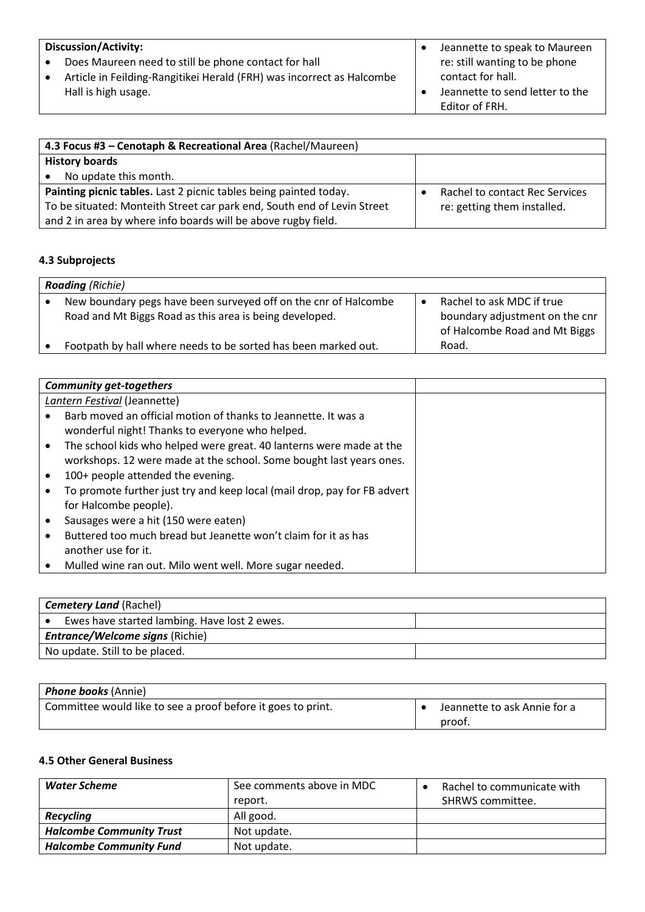| **Discussion/Activity:**<br>• Does Maureen need to still be phone contact for hall<br>• Article in Feilding-Rangitikei Herald (FRH) was incorrect as Halcombe Hall is high usage. | • Jeannette to speak to Maureen re: still wanting to be phone contact for hall.<br>• Jeannette to send letter to the Editor of FRH. |
|---|---|

| **4.3 Focus #3 – Cenotaph & Recreational Area** (Rachel/Maureen) | |
|---|---|
| **History boards**<br>• No update this month. | |
| **Painting picnic tables.** Last 2 picnic tables being painted today.<br>To be situated: Monteith Street car park end, South end of Levin Street and 2 in area by where info boards will be above rugby field. | • Rachel to contact Rec Services re: getting them installed. |

#### 4.3 Subprojects

| ***Roading*** *(Richie)* | |
|---|---|
| • New boundary pegs have been surveyed off on the cnr of Halcombe Road and Mt Biggs Road as this area is being developed.<br>• Footpath by hall where needs to be sorted has been marked out. | • Rachel to ask MDC if true boundary adjustment on the cnr of Halcombe Road and Mt Biggs Road. |

| ***Community get-togethers*** | |
|---|---|
| *Lantern Festival* (Jeannette)<br>• Barb moved an official motion of thanks to Jeannette. It was a wonderful night! Thanks to everyone who helped.<br>• The school kids who helped were great. 40 lanterns were made at the workshops. 12 were made at the school. Some bought last years ones.<br>• 100+ people attended the evening.<br>• To promote further just try and keep local (mail drop, pay for FB advert for Halcombe people).<br>• Sausages were a hit (150 were eaten)<br>• Buttered too much bread but Jeanette won't claim for it as has another use for it.<br>• Mulled wine ran out. Milo went well. More sugar needed. | |

| ***Cemetery Land*** (Rachel) | |
|---|---|
| • Ewes have started lambing. Have lost 2 ewes. | |
| ***Entrance/Welcome signs*** (Richie) | |
| No update. Still to be placed. | |

| ***Phone books*** (Annie) | |
|---|---|
| Committee would like to see a proof before it goes to print. | • Jeannette to ask Annie for a proof. |

#### 4.5 Other General Business

| ***Water Scheme*** | See comments above in MDC report. | • Rachel to communicate with SHRWS committee. |
|---|---|---|
| ***Recycling*** | All good. | |
| ***Halcombe Community Trust*** | Not update. | |
| ***Halcombe Community Fund*** | Not update. | |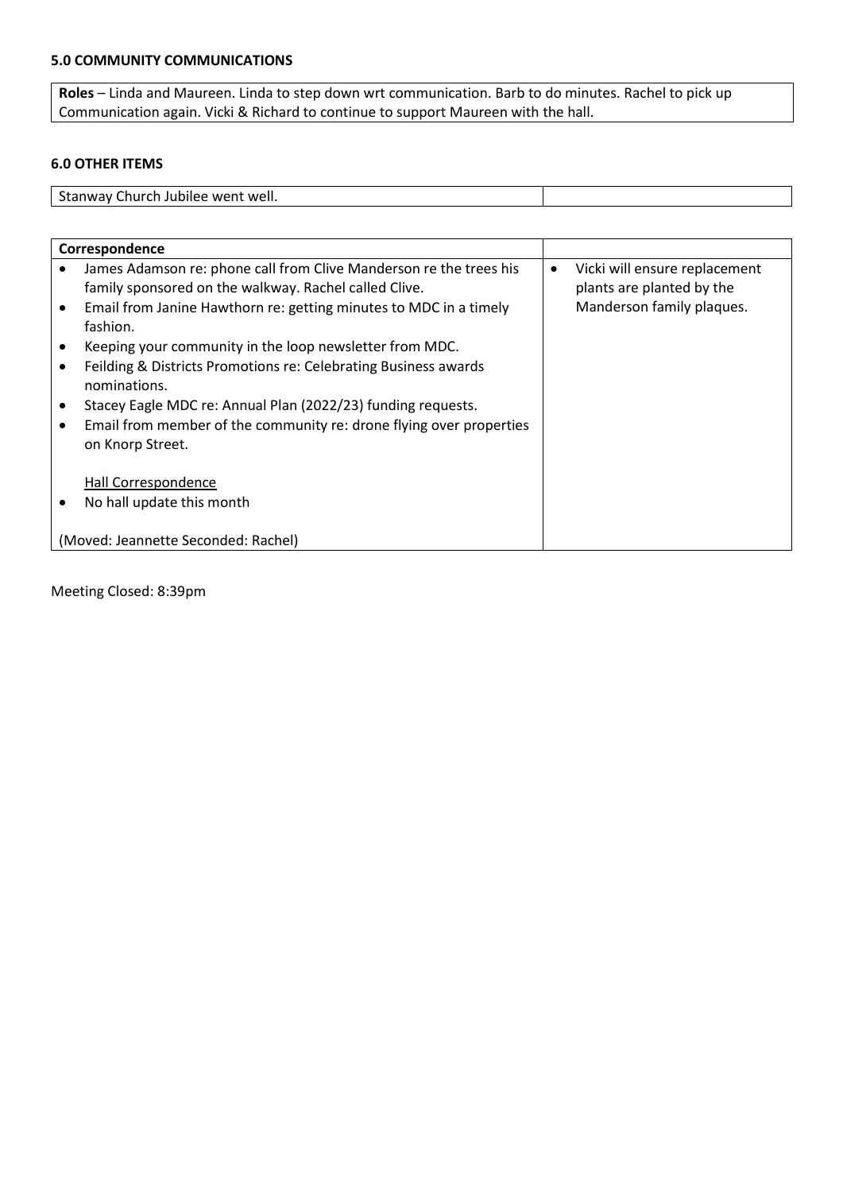#### 5.0 COMMUNITY COMMUNICATIONS

| |
|---|
| **Roles** – Linda and Maureen. Linda to step down wrt communication. Barb to do minutes. Rachel to pick up Communication again. Vicki & Richard to continue to support Maureen with the hall. |

#### 6.0 OTHER ITEMS

| | |
|---|---|
| Stanway Church Jubilee went well. | |

| **Correspondence** | |
|---|---|
| • James Adamson re: phone call from Clive Manderson re the trees his family sponsored on the walkway. Rachel called Clive.<br>• Email from Janine Hawthorn re: getting minutes to MDC in a timely fashion.<br>• Keeping your community in the loop newsletter from MDC.<br>• Feilding & Districts Promotions re: Celebrating Business awards nominations.<br>• Stacey Eagle MDC re: Annual Plan (2022/23) funding requests.<br>• Email from member of the community re: drone flying over properties on Knorp Street.<br><br><u>Hall Correspondence</u><br>• No hall update this month<br><br>(Moved: Jeannette Seconded: Rachel) | • Vicki will ensure replacement plants are planted by the Manderson family plaques. |

Meeting Closed: 8:39pm